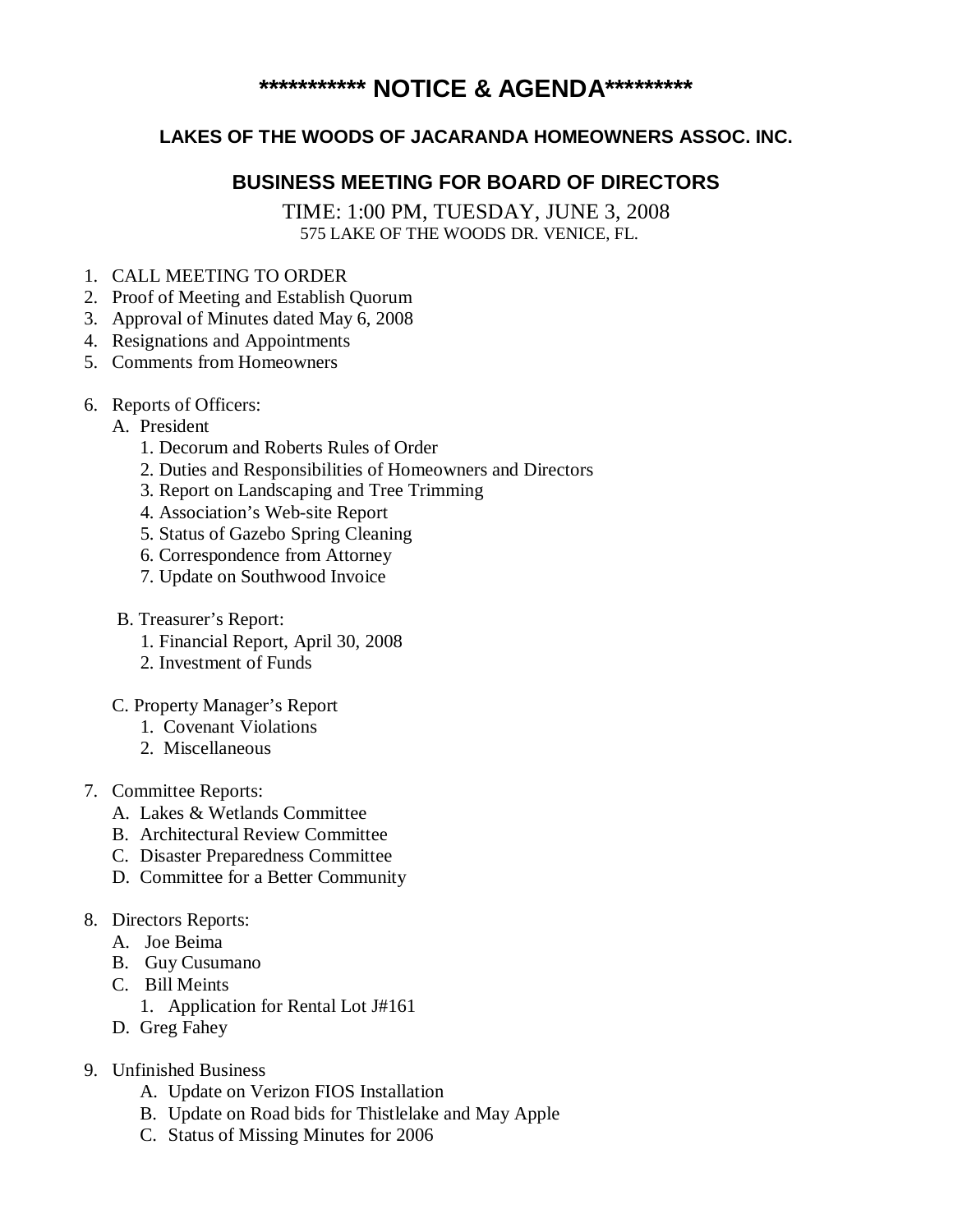# *********** NOTICE & AGENDA*********

## LAKES OF THE WOODS OF JACARANDA HOMEOWNERS ASSOC. INC.

## BUSINESS MEETING FOR BOARD OF DIRECTORS

TIME: 1:00 PM, TUESDAY, JUNE 3, 2008
575 LAKE OF THE WOODS DR. VENICE, FL.

1. CALL MEETING TO ORDER
2. Proof of Meeting and Establish Quorum
3. Approval of Minutes dated May 6, 2008
4. Resignations and Appointments
5. Comments from Homeowners

6. Reports of Officers:
   - A. President
     1. Decorum and Roberts Rules of Order
     2. Duties and Responsibilities of Homeowners and Directors
     3. Report on Landscaping and Tree Trimming
     4. Association's Web-site Report
     5. Status of Gazebo Spring Cleaning
     6. Correspondence from Attorney
     7. Update on Southwood Invoice
   - B. Treasurer's Report:
     1. Financial Report, April 30, 2008
     2. Investment of Funds
   - C. Property Manager's Report
     1. Covenant Violations
     2. Miscellaneous

7. Committee Reports:
   - A. Lakes & Wetlands Committee
   - B. Architectural Review Committee
   - C. Disaster Preparedness Committee
   - D. Committee for a Better Community

8. Directors Reports:
   - A. Joe Beima
   - B. Guy Cusumano
   - C. Bill Meints
     1. Application for Rental Lot J#161
   - D. Greg Fahey

9. Unfinished Business
   - A. Update on Verizon FIOS Installation
   - B. Update on Road bids for Thistlelake and May Apple
   - C. Status of Missing Minutes for 2006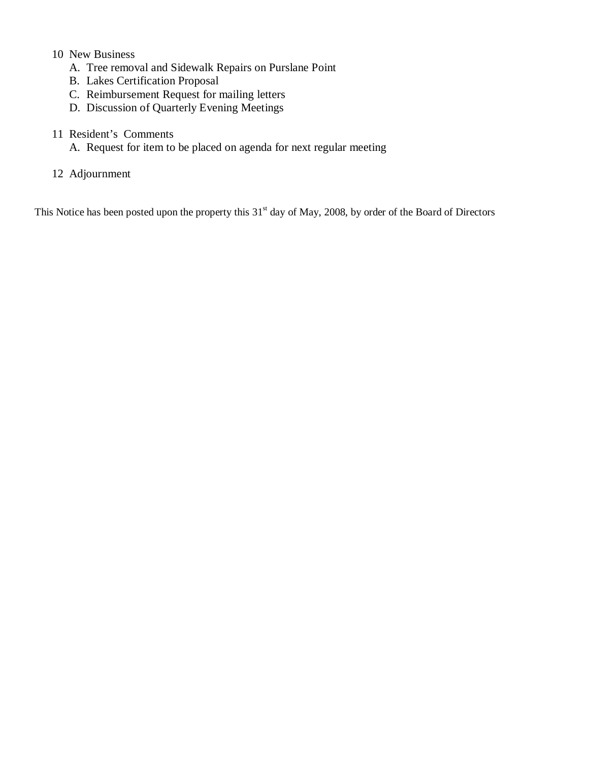10 New Business
  A. Tree removal and Sidewalk Repairs on Purslane Point
  B. Lakes Certification Proposal
  C. Reimbursement Request for mailing letters
  D. Discussion of Quarterly Evening Meetings

11 Resident's Comments
  A. Request for item to be placed on agenda for next regular meeting

12 Adjournment

This Notice has been posted upon the property this 31st day of May, 2008, by order of the Board of Directors